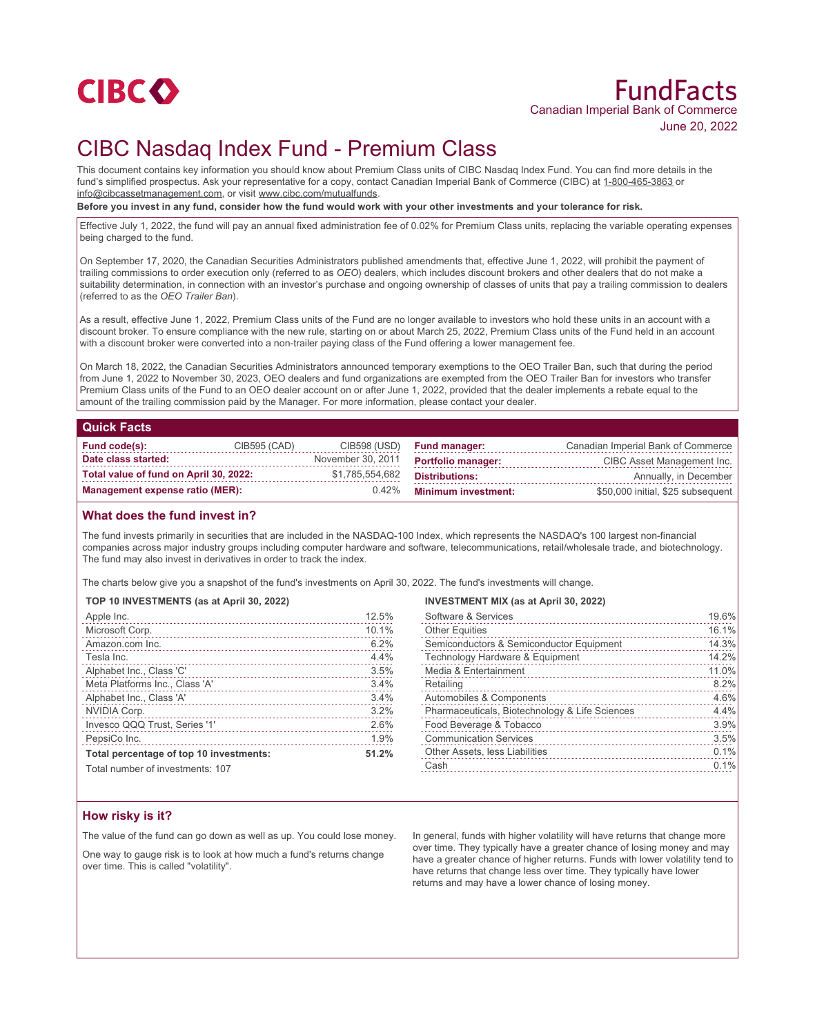CIBC

# FundFacts

Canadian Imperial Bank of Commerce

June 20, 2022

# CIBC Nasdaq Index Fund - Premium Class

This document contains key information you should know about Premium Class units of CIBC Nasdaq Index Fund. You can find more details in the fund's simplified prospectus. Ask your representative for a copy, contact Canadian Imperial Bank of Commerce (CIBC) at 1-800-465-3863 or info@cibcassetmanagement.com, or visit www.cibc.com/mutualfunds.

**Before you invest in any fund, consider how the fund would work with your other investments and your tolerance for risk.**

Effective July 1, 2022, the fund will pay an annual fixed administration fee of 0.02% for Premium Class units, replacing the variable operating expenses being charged to the fund.

On September 17, 2020, the Canadian Securities Administrators published amendments that, effective June 1, 2022, will prohibit the payment of trailing commissions to order execution only (referred to as *OEO*) dealers, which includes discount brokers and other dealers that do not make a suitability determination, in connection with an investor's purchase and ongoing ownership of classes of units that pay a trailing commission to dealers (referred to as the *OEO Trailer Ban*).

As a result, effective June 1, 2022, Premium Class units of the Fund are no longer available to investors who hold these units in an account with a discount broker. To ensure compliance with the new rule, starting on or about March 25, 2022, Premium Class units of the Fund held in an account with a discount broker were converted into a non-trailer paying class of the Fund offering a lower management fee.

On March 18, 2022, the Canadian Securities Administrators announced temporary exemptions to the OEO Trailer Ban, such that during the period from June 1, 2022 to November 30, 2023, OEO dealers and fund organizations are exempted from the OEO Trailer Ban for investors who transfer Premium Class units of the Fund to an OEO dealer account on or after June 1, 2022, provided that the dealer implements a rebate equal to the amount of the trailing commission paid by the Manager. For more information, please contact your dealer.

## Quick Facts

| | | | | |
|---|---|---|---|---|
| **Fund code(s):** | CIB595 (CAD) | CIB598 (USD) | **Fund manager:** | Canadian Imperial Bank of Commerce |
| **Date class started:** | | November 30, 2011 | **Portfolio manager:** | CIBC Asset Management Inc. |
| **Total value of fund on April 30, 2022:** | | $1,785,554,682 | **Distributions:** | Annually, in December |
| **Management expense ratio (MER):** | | 0.42% | **Minimum investment:** | $50,000 initial, $25 subsequent |

## What does the fund invest in?

The fund invests primarily in securities that are included in the NASDAQ-100 Index, which represents the NASDAQ's 100 largest non-financial companies across major industry groups including computer hardware and software, telecommunications, retail/wholesale trade, and biotechnology. The fund may also invest in derivatives in order to track the index.

The charts below give you a snapshot of the fund's investments on April 30, 2022. The fund's investments will change.

**TOP 10 INVESTMENTS (as at April 30, 2022)**

| | |
|---|---|
| Apple Inc. | 12.5% |
| Microsoft Corp. | 10.1% |
| Amazon.com Inc. | 6.2% |
| Tesla Inc. | 4.4% |
| Alphabet Inc., Class 'C' | 3.5% |
| Meta Platforms Inc., Class 'A' | 3.4% |
| Alphabet Inc., Class 'A' | 3.4% |
| NVIDIA Corp. | 3.2% |
| Invesco QQQ Trust, Series '1' | 2.6% |
| PepsiCo Inc. | 1.9% |
| **Total percentage of top 10 investments:** | **51.2%** |

Total number of investments: 107

**INVESTMENT MIX (as at April 30, 2022)**

| | |
|---|---|
| Software & Services | 19.6% |
| Other Equities | 16.1% |
| Semiconductors & Semiconductor Equipment | 14.3% |
| Technology Hardware & Equipment | 14.2% |
| Media & Entertainment | 11.0% |
| Retailing | 8.2% |
| Automobiles & Components | 4.6% |
| Pharmaceuticals, Biotechnology & Life Sciences | 4.4% |
| Food Beverage & Tobacco | 3.9% |
| Communication Services | 3.5% |
| Other Assets, less Liabilities | 0.1% |
| Cash | 0.1% |

## How risky is it?

The value of the fund can go down as well as up. You could lose money.

One way to gauge risk is to look at how much a fund's returns change over time. This is called "volatility".

In general, funds with higher volatility will have returns that change more over time. They typically have a greater chance of losing money and may have a greater chance of higher returns. Funds with lower volatility tend to have returns that change less over time. They typically have lower returns and may have a lower chance of losing money.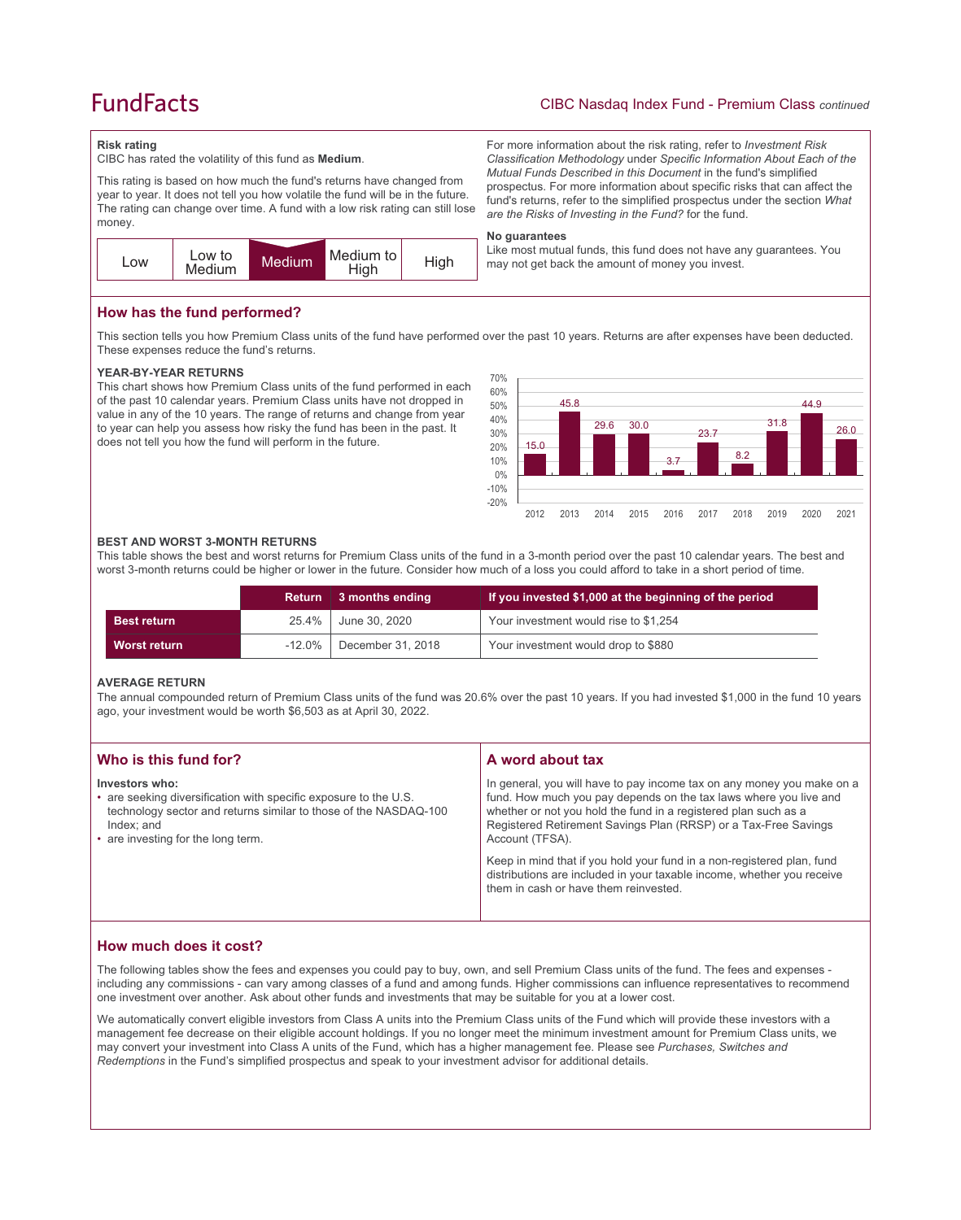## Risk rating

CIBC has rated the volatility of this fund as **Medium**.

This rating is based on how much the fund's returns have changed from year to year. It does not tell you how volatile the fund will be in the future. The rating can change over time. A fund with a low risk rating can still lose money.

| Low | Low to Medium | **Medium** | Medium to High | High |
|---|---|---|---|---|

For more information about the risk rating, refer to *Investment Risk Classification Methodology* under *Specific Information About Each of the Mutual Funds Described in this Document* in the fund's simplified prospectus. For more information about specific risks that can affect the fund's returns, refer to the simplified prospectus under the section *What are the Risks of Investing in the Fund?* for the fund.

**No guarantees**

Like most mutual funds, this fund does not have any guarantees. You may not get back the amount of money you invest.

## How has the fund performed?

This section tells you how Premium Class units of the fund have performed over the past 10 years. Returns are after expenses have been deducted. These expenses reduce the fund's returns.

### YEAR-BY-YEAR RETURNS

This chart shows how Premium Class units of the fund performed in each of the past 10 calendar years. Premium Class units have not dropped in value in any of the 10 years. The range of returns and change from year to year can help you assess how risky the fund has been in the past. It does not tell you how the fund will perform in the future.

| Year | 2012 | 2013 | 2014 | 2015 | 2016 | 2017 | 2018 | 2019 | 2020 | 2021 |
|---|---|---|---|---|---|---|---|---|---|---|
| Return (%) | 15.0 | 45.8 | 29.6 | 30.0 | 3.7 | 23.7 | 8.2 | 31.8 | 44.9 | 26.0 |

### BEST AND WORST 3-MONTH RETURNS

This table shows the best and worst returns for Premium Class units of the fund in a 3-month period over the past 10 calendar years. The best and worst 3-month returns could be higher or lower in the future. Consider how much of a loss you could afford to take in a short period of time.

| | Return | 3 months ending | If you invested $1,000 at the beginning of the period |
|---|---|---|---|
| **Best return** | 25.4% | June 30, 2020 | Your investment would rise to $1,254 |
| **Worst return** | -12.0% | December 31, 2018 | Your investment would drop to $880 |

### AVERAGE RETURN

The annual compounded return of Premium Class units of the fund was 20.6% over the past 10 years. If you had invested $1,000 in the fund 10 years ago, your investment would be worth $6,503 as at April 30, 2022.

## Who is this fund for?

**Investors who:**

- are seeking diversification with specific exposure to the U.S. technology sector and returns similar to those of the NASDAQ-100 Index; and
- are investing for the long term.

## A word about tax

In general, you will have to pay income tax on any money you make on a fund. How much you pay depends on the tax laws where you live and whether or not you hold the fund in a registered plan such as a Registered Retirement Savings Plan (RRSP) or a Tax-Free Savings Account (TFSA).

Keep in mind that if you hold your fund in a non-registered plan, fund distributions are included in your taxable income, whether you receive them in cash or have them reinvested.

## How much does it cost?

The following tables show the fees and expenses you could pay to buy, own, and sell Premium Class units of the fund. The fees and expenses - including any commissions - can vary among classes of a fund and among funds. Higher commissions can influence representatives to recommend one investment over another. Ask about other funds and investments that may be suitable for you at a lower cost.

We automatically convert eligible investors from Class A units into the Premium Class units of the Fund which will provide these investors with a management fee decrease on their eligible account holdings. If you no longer meet the minimum investment amount for Premium Class units, we may convert your investment into Class A units of the Fund, which has a higher management fee. Please see *Purchases, Switches and Redemptions* in the Fund's simplified prospectus and speak to your investment advisor for additional details.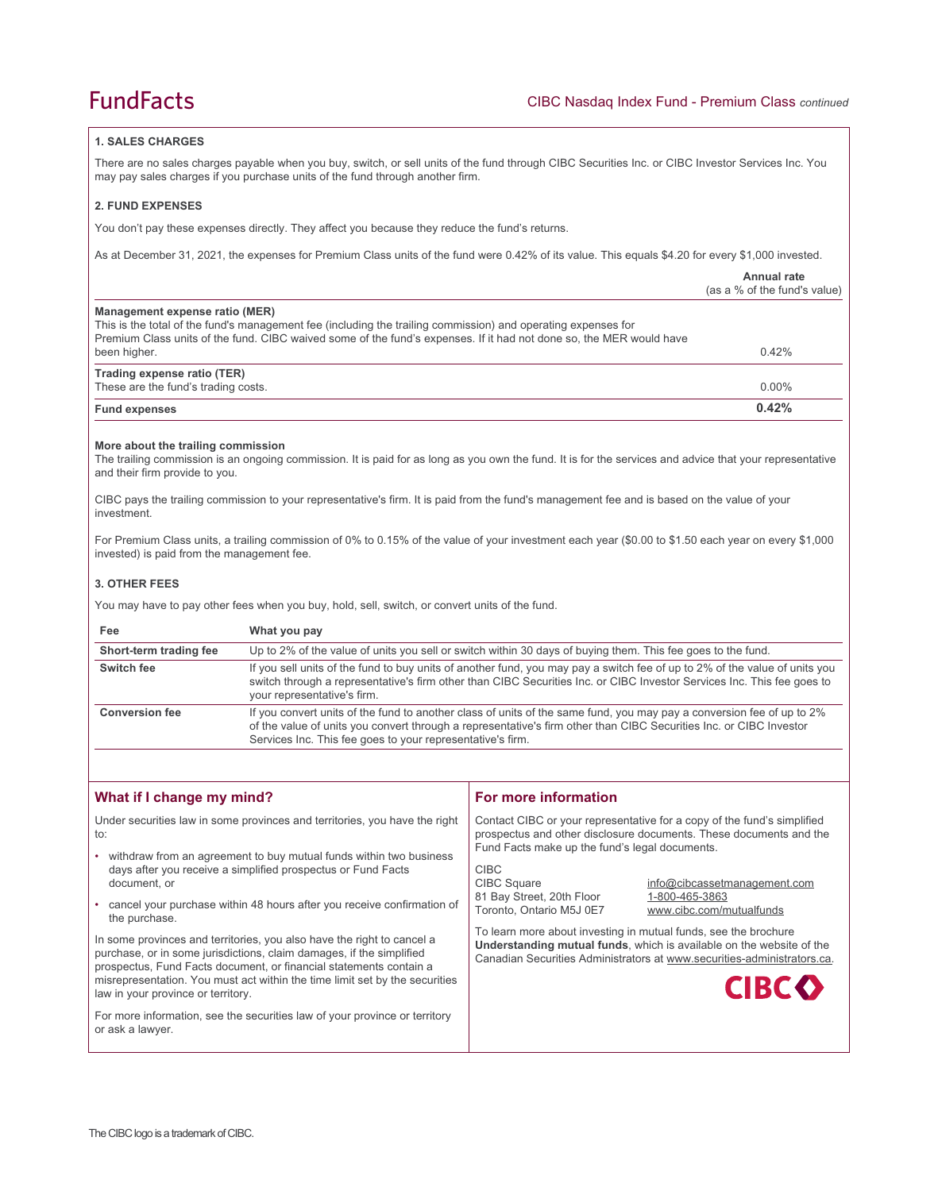### 1. SALES CHARGES

There are no sales charges payable when you buy, switch, or sell units of the fund through CIBC Securities Inc. or CIBC Investor Services Inc. You may pay sales charges if you purchase units of the fund through another firm.

### 2. FUND EXPENSES

You don't pay these expenses directly. They affect you because they reduce the fund's returns.

As at December 31, 2021, the expenses for Premium Class units of the fund were 0.42% of its value. This equals $4.20 for every $1,000 invested.

| | Annual rate (as a % of the fund's value) |
|---|---|
| **Management expense ratio (MER)** This is the total of the fund's management fee (including the trailing commission) and operating expenses for Premium Class units of the fund. CIBC waived some of the fund's expenses. If it had not done so, the MER would have been higher. | 0.42% |
| **Trading expense ratio (TER)** These are the fund's trading costs. | 0.00% |
| **Fund expenses** | **0.42%** |

**More about the trailing commission**

The trailing commission is an ongoing commission. It is paid for as long as you own the fund. It is for the services and advice that your representative and their firm provide to you.

CIBC pays the trailing commission to your representative's firm. It is paid from the fund's management fee and is based on the value of your investment.

For Premium Class units, a trailing commission of 0% to 0.15% of the value of your investment each year ($0.00 to $1.50 each year on every $1,000 invested) is paid from the management fee.

### 3. OTHER FEES

You may have to pay other fees when you buy, hold, sell, switch, or convert units of the fund.

| Fee | What you pay |
|---|---|
| **Short-term trading fee** | Up to 2% of the value of units you sell or switch within 30 days of buying them. This fee goes to the fund. |
| **Switch fee** | If you sell units of the fund to buy units of another fund, you may pay a switch fee of up to 2% of the value of units you switch through a representative's firm other than CIBC Securities Inc. or CIBC Investor Services Inc. This fee goes to your representative's firm. |
| **Conversion fee** | If you convert units of the fund to another class of units of the same fund, you may pay a conversion fee of up to 2% of the value of units you convert through a representative's firm other than CIBC Securities Inc. or CIBC Investor Services Inc. This fee goes to your representative's firm. |

## What if I change my mind?

Under securities law in some provinces and territories, you have the right to:

- withdraw from an agreement to buy mutual funds within two business days after you receive a simplified prospectus or Fund Facts document, or
- cancel your purchase within 48 hours after you receive confirmation of the purchase.

In some provinces and territories, you also have the right to cancel a purchase, or in some jurisdictions, claim damages, if the simplified prospectus, Fund Facts document, or financial statements contain a misrepresentation. You must act within the time limit set by the securities law in your province or territory.

For more information, see the securities law of your province or territory or ask a lawyer.

## For more information

Contact CIBC or your representative for a copy of the fund's simplified prospectus and other disclosure documents. These documents and the Fund Facts make up the fund's legal documents.

CIBC
CIBC Square
81 Bay Street, 20th Floor
Toronto, Ontario M5J 0E7

info@cibcassetmanagement.com
1-800-465-3863
www.cibc.com/mutualfunds

To learn more about investing in mutual funds, see the brochure **Understanding mutual funds**, which is available on the website of the Canadian Securities Administrators at www.securities-administrators.ca.

The CIBC logo is a trademark of CIBC.